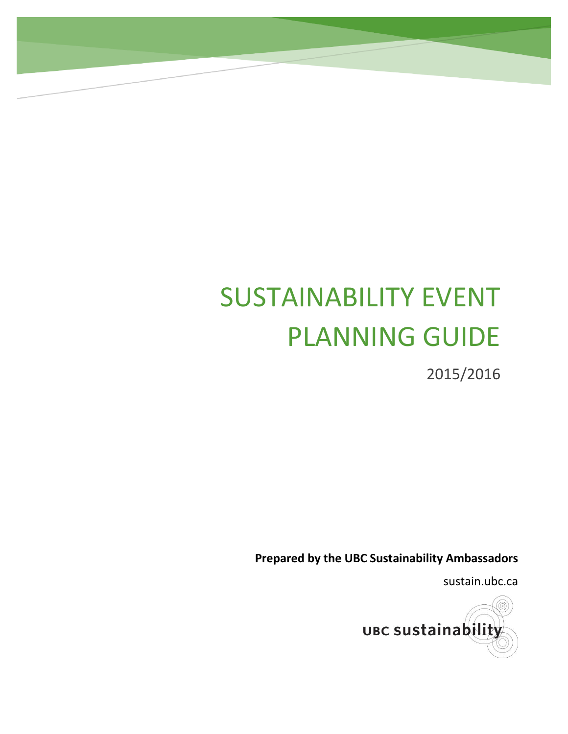# SUSTAINABILITY EVENT PLANNING GUIDE

2015/2016

**Prepared by the UBC Sustainability Ambassadors**

sustain.ubc.ca

UBC sustainability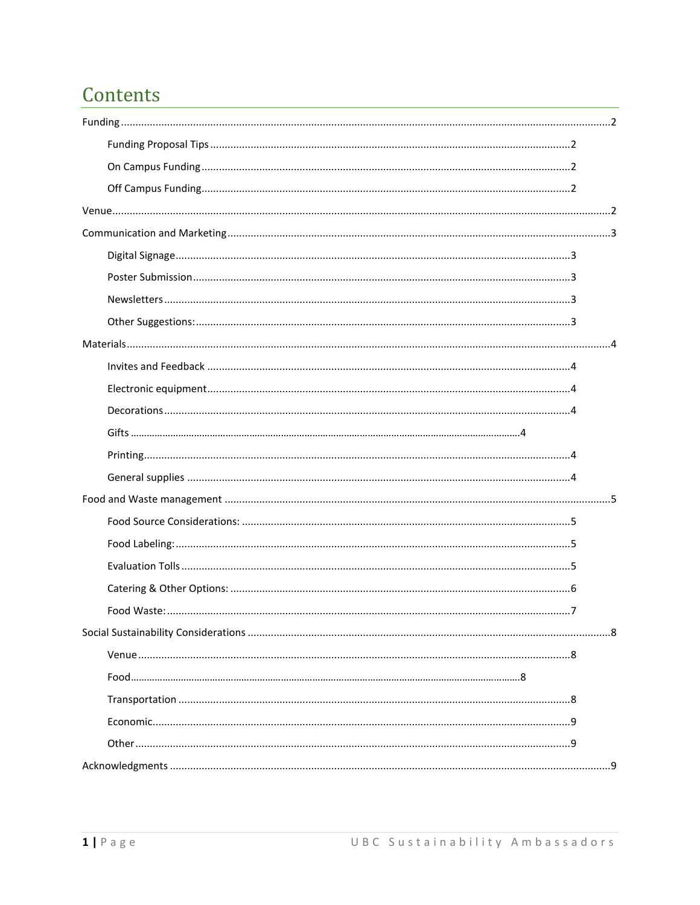# Contents

Funding .......... 2

- Funding Proposal Tips .......... 2
- On Campus Funding .......... 2
- Off Campus Funding .......... 2

Venue .......... 2

Communication and Marketing .......... 3

- Digital Signage .......... 3
- Poster Submission .......... 3
- Newsletters .......... 3
- Other Suggestions: .......... 3

Materials .......... 4

- Invites and Feedback .......... 4
- Electronic equipment .......... 4
- Decorations .......... 4
- Gifts .......... 4
- Printing .......... 4
- General supplies .......... 4

Food and Waste management .......... 5

- Food Source Considerations: .......... 5
- Food Labeling: .......... 5
- Evaluation Tolls .......... 5
- Catering & Other Options: .......... 6
- Food Waste: .......... 7

Social Sustainability Considerations .......... 8

- Venue .......... 8
- Food .......... 8
- Transportation .......... 8
- Economic .......... 9
- Other .......... 9

Acknowledgments .......... 9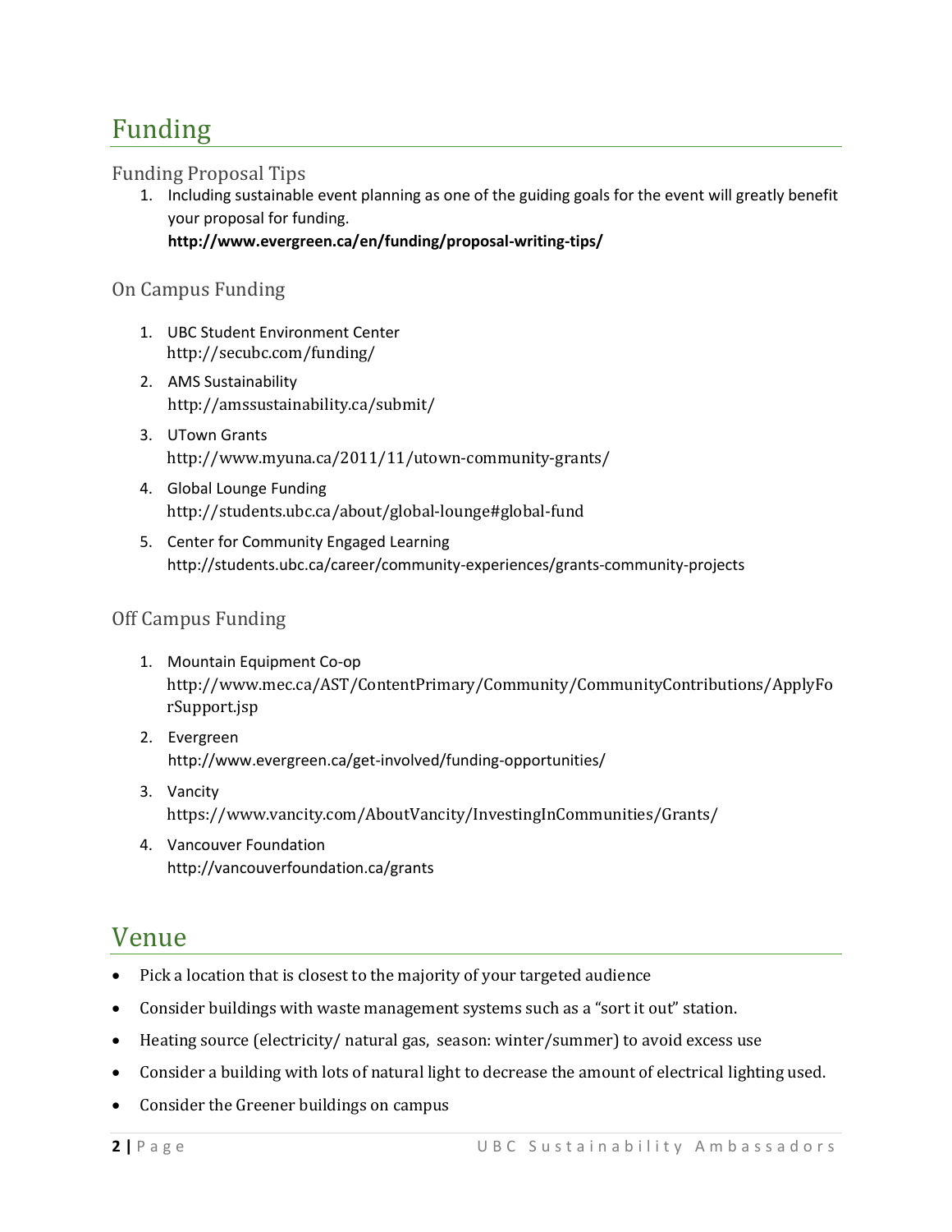# Funding

## Funding Proposal Tips

1. Including sustainable event planning as one of the guiding goals for the event will greatly benefit your proposal for funding.
   **http://www.evergreen.ca/en/funding/proposal-writing-tips/**

## On Campus Funding

1. UBC Student Environment Center
   http://secubc.com/funding/
2. AMS Sustainability
   http://amssustainability.ca/submit/
3. UTown Grants
   http://www.myuna.ca/2011/11/utown-community-grants/
4. Global Lounge Funding
   http://students.ubc.ca/about/global-lounge#global-fund
5. Center for Community Engaged Learning
   http://students.ubc.ca/career/community-experiences/grants-community-projects

## Off Campus Funding

1. Mountain Equipment Co-op
   http://www.mec.ca/AST/ContentPrimary/Community/CommunityContributions/ApplyForSupport.jsp
2. Evergreen
   http://www.evergreen.ca/get-involved/funding-opportunities/
3. Vancity
   https://www.vancity.com/AboutVancity/InvestingInCommunities/Grants/
4. Vancouver Foundation
   http://vancouverfoundation.ca/grants

# Venue

- Pick a location that is closest to the majority of your targeted audience
- Consider buildings with waste management systems such as a "sort it out" station.
- Heating source (electricity/ natural gas, season: winter/summer) to avoid excess use
- Consider a building with lots of natural light to decrease the amount of electrical lighting used.
- Consider the Greener buildings on campus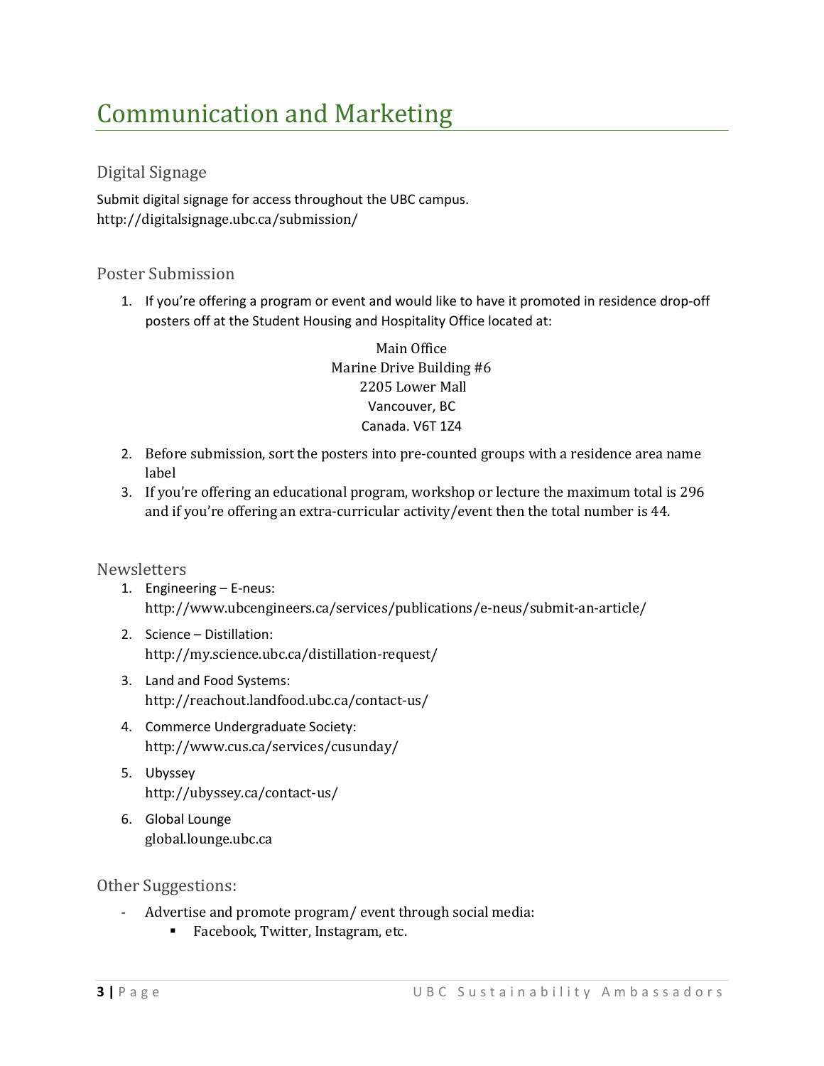# Communication and Marketing

## Digital Signage

Submit digital signage for access throughout the UBC campus.
http://digitalsignage.ubc.ca/submission/

## Poster Submission

1. If you're offering a program or event and would like to have it promoted in residence drop-off posters off at the Student Housing and Hospitality Office located at:

   Main Office
   Marine Drive Building #6
   2205 Lower Mall
   Vancouver, BC
   Canada. V6T 1Z4

2. Before submission, sort the posters into pre-counted groups with a residence area name label
3. If you're offering an educational program, workshop or lecture the maximum total is 296 and if you're offering an extra-curricular activity/event then the total number is 44.

## Newsletters

1. Engineering – E-neus:
   http://www.ubcengineers.ca/services/publications/e-neus/submit-an-article/
2. Science – Distillation:
   http://my.science.ubc.ca/distillation-request/
3. Land and Food Systems:
   http://reachout.landfood.ubc.ca/contact-us/
4. Commerce Undergraduate Society:
   http://www.cus.ca/services/cusunday/
5. Ubyssey
   http://ubyssey.ca/contact-us/
6. Global Lounge
   global.lounge.ubc.ca

## Other Suggestions:

- Advertise and promote program/ event through social media:
  - Facebook, Twitter, Instagram, etc.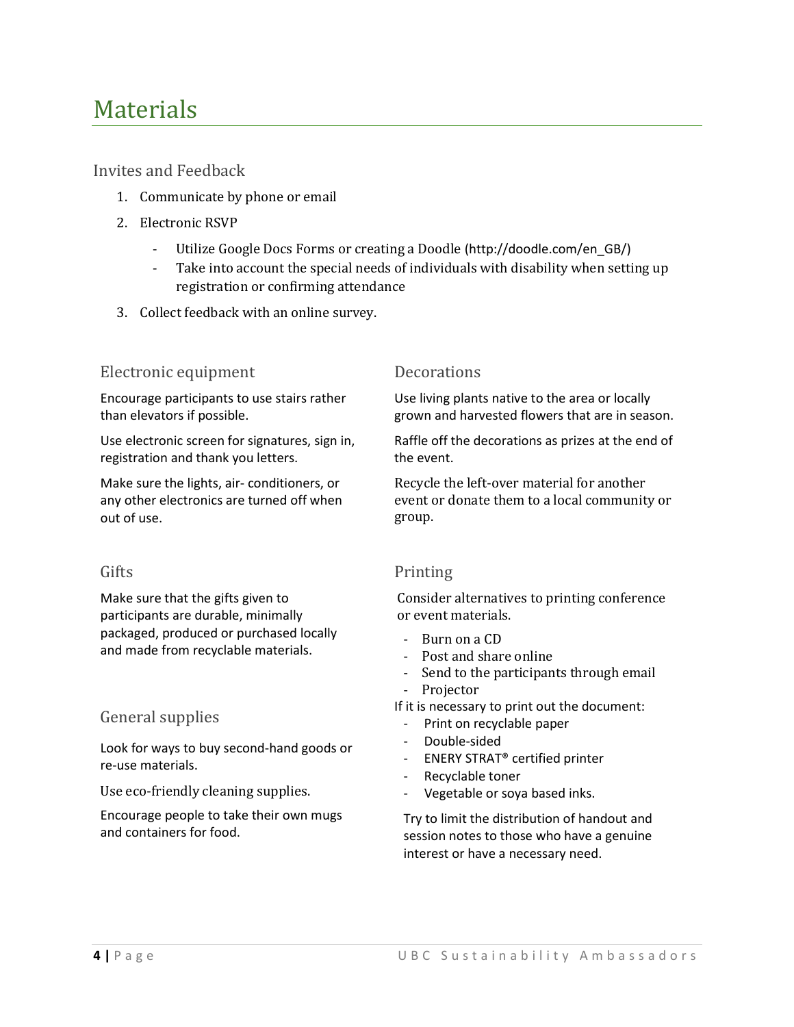# Materials

## Invites and Feedback

1. Communicate by phone or email
2. Electronic RSVP
   - Utilize Google Docs Forms or creating a Doodle (http://doodle.com/en_GB/)
   - Take into account the special needs of individuals with disability when setting up registration or confirming attendance
3. Collect feedback with an online survey.

### Electronic equipment

Encourage participants to use stairs rather than elevators if possible.

Use electronic screen for signatures, sign in, registration and thank you letters.

Make sure the lights, air- conditioners, or any other electronics are turned off when out of use.

### Gifts

Make sure that the gifts given to participants are durable, minimally packaged, produced or purchased locally and made from recyclable materials.

### General supplies

Look for ways to buy second-hand goods or re-use materials.

Use eco-friendly cleaning supplies.

Encourage people to take their own mugs and containers for food.

### Decorations

Use living plants native to the area or locally grown and harvested flowers that are in season.

Raffle off the decorations as prizes at the end of the event.

Recycle the left-over material for another event or donate them to a local community or group.

### Printing

Consider alternatives to printing conference or event materials.

- Burn on a CD
- Post and share online
- Send to the participants through email
- Projector

If it is necessary to print out the document:

- Print on recyclable paper
- Double-sided
- ENERY STRAT® certified printer
- Recyclable toner
- Vegetable or soya based inks.

Try to limit the distribution of handout and session notes to those who have a genuine interest or have a necessary need.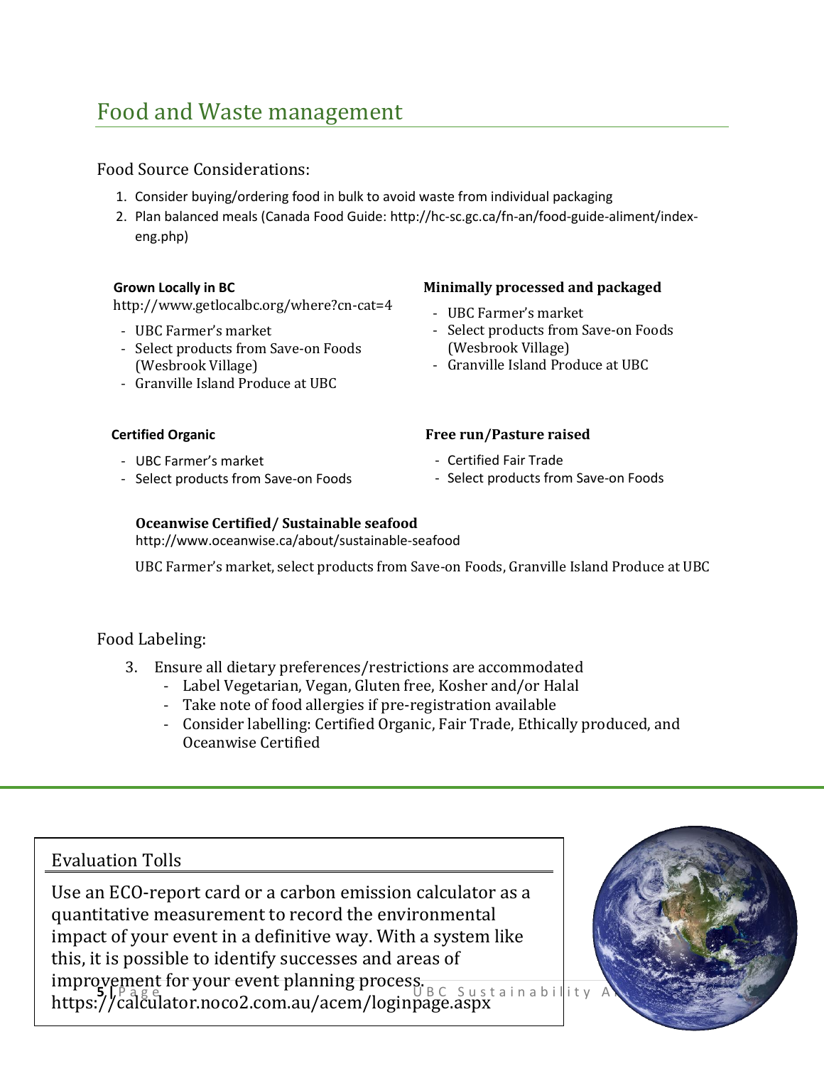# Food and Waste management

## Food Source Considerations:

1. Consider buying/ordering food in bulk to avoid waste from individual packaging
2. Plan balanced meals (Canada Food Guide: http://hc-sc.gc.ca/fn-an/food-guide-aliment/index-eng.php)

**Grown Locally in BC**
http://www.getlocalbc.org/where?cn-cat=4

- UBC Farmer's market
- Select products from Save-on Foods (Wesbrook Village)
- Granville Island Produce at UBC

**Minimally processed and packaged**

- UBC Farmer's market
- Select products from Save-on Foods (Wesbrook Village)
- Granville Island Produce at UBC

**Certified Organic**

- UBC Farmer's market
- Select products from Save-on Foods

**Free run/Pasture raised**

- Certified Fair Trade
- Select products from Save-on Foods

**Oceanwise Certified/ Sustainable seafood**
http://www.oceanwise.ca/about/sustainable-seafood

UBC Farmer's market, select products from Save-on Foods, Granville Island Produce at UBC

## Food Labeling:

3. Ensure all dietary preferences/restrictions are accommodated
   - Label Vegetarian, Vegan, Gluten free, Kosher and/or Halal
   - Take note of food allergies if pre-registration available
   - Consider labelling: Certified Organic, Fair Trade, Ethically produced, and Oceanwise Certified

## Evaluation Tolls

Use an ECO-report card or a carbon emission calculator as a quantitative measurement to record the environmental impact of your event in a definitive way. With a system like this, it is possible to identify successes and areas of improvement for your event planning process.
https://calculator.noco2.com.au/acem/loginpage.aspx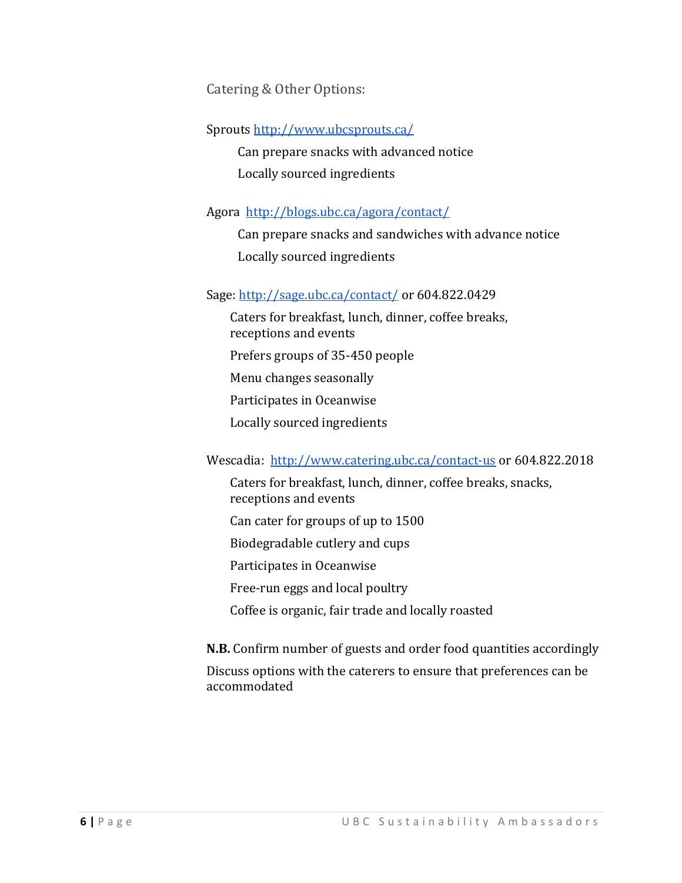## Catering & Other Options:

Sprouts [http://www.ubcsprouts.ca/](http://www.ubcsprouts.ca/)

- Can prepare snacks with advanced notice
- Locally sourced ingredients

Agora [http://blogs.ubc.ca/agora/contact/](http://blogs.ubc.ca/agora/contact/)

- Can prepare snacks and sandwiches with advance notice
- Locally sourced ingredients

Sage: [http://sage.ubc.ca/contact/](http://sage.ubc.ca/contact/) or 604.822.0429

- Caters for breakfast, lunch, dinner, coffee breaks, receptions and events
- Prefers groups of 35-450 people
- Menu changes seasonally
- Participates in Oceanwise
- Locally sourced ingredients

Wescadia: [http://www.catering.ubc.ca/contact-us](http://www.catering.ubc.ca/contact-us) or 604.822.2018

- Caters for breakfast, lunch, dinner, coffee breaks, snacks, receptions and events
- Can cater for groups of up to 1500
- Biodegradable cutlery and cups
- Participates in Oceanwise
- Free-run eggs and local poultry
- Coffee is organic, fair trade and locally roasted

**N.B.** Confirm number of guests and order food quantities accordingly

Discuss options with the caterers to ensure that preferences can be accommodated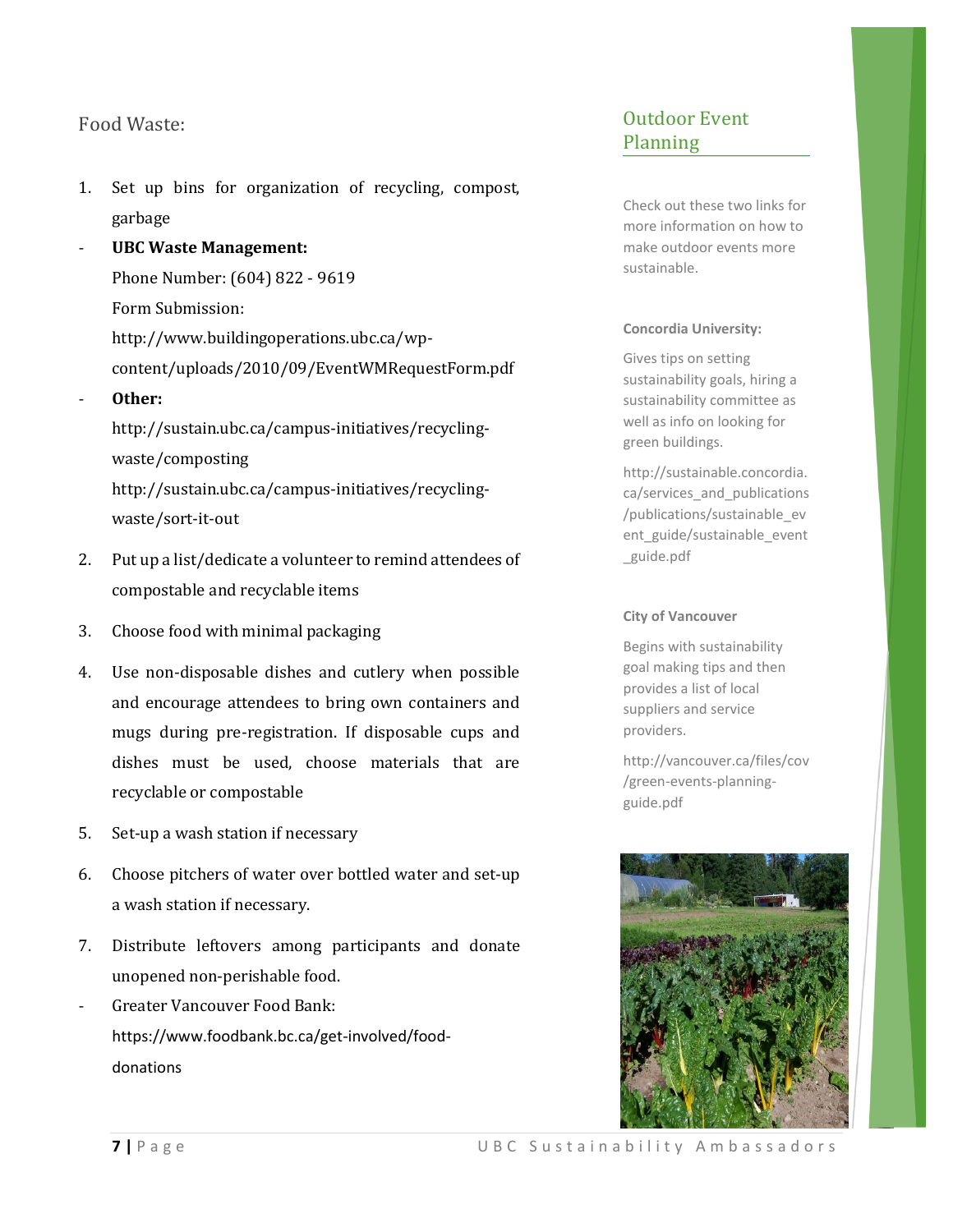## Food Waste:

1. Set up bins for organization of recycling, compost, garbage

- **UBC Waste Management:**
  Phone Number: (604) 822 - 9619
  Form Submission:
  http://www.buildingoperations.ubc.ca/wp-content/uploads/2010/09/EventWMRequestForm.pdf
- **Other:**
  http://sustain.ubc.ca/campus-initiatives/recycling-waste/composting
  http://sustain.ubc.ca/campus-initiatives/recycling-waste/sort-it-out

2. Put up a list/dedicate a volunteer to remind attendees of compostable and recyclable items
3. Choose food with minimal packaging
4. Use non-disposable dishes and cutlery when possible and encourage attendees to bring own containers and mugs during pre-registration. If disposable cups and dishes must be used, choose materials that are recyclable or compostable
5. Set-up a wash station if necessary
6. Choose pitchers of water over bottled water and set-up a wash station if necessary.
7. Distribute leftovers among participants and donate unopened non-perishable food.

- Greater Vancouver Food Bank:
  https://www.foodbank.bc.ca/get-involved/food-donations

## Outdoor Event Planning

Check out these two links for more information on how to make outdoor events more sustainable.

**Concordia University:**

Gives tips on setting sustainability goals, hiring a sustainability committee as well as info on looking for green buildings.

http://sustainable.concordia.ca/services_and_publications/publications/sustainable_event_guide/sustainable_event_guide.pdf

**City of Vancouver**

Begins with sustainability goal making tips and then provides a list of local suppliers and service providers.

http://vancouver.ca/files/cov/green-events-planning-guide.pdf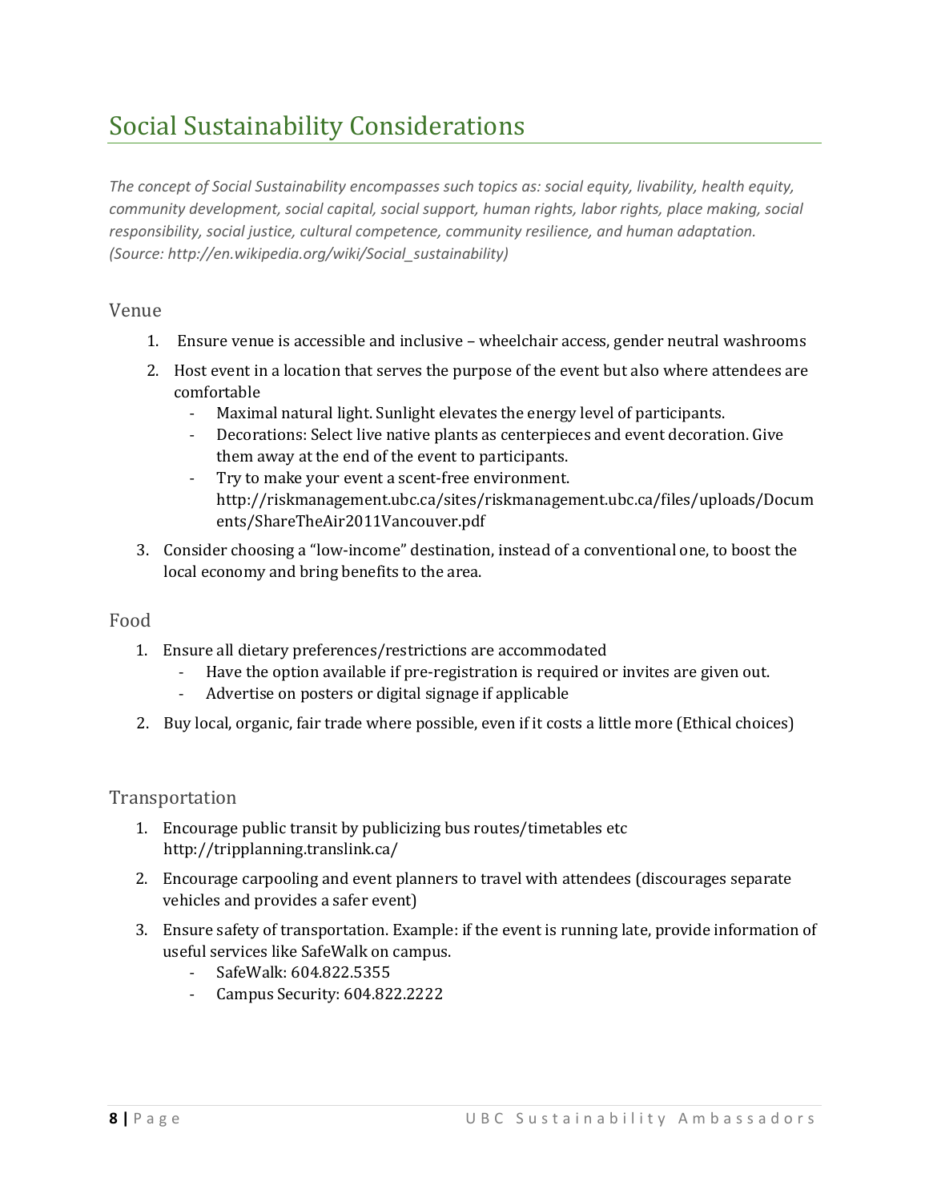# Social Sustainability Considerations

*The concept of Social Sustainability encompasses such topics as: social equity, livability, health equity, community development, social capital, social support, human rights, labor rights, place making, social responsibility, social justice, cultural competence, community resilience, and human adaptation. (Source: http://en.wikipedia.org/wiki/Social_sustainability)*

## Venue

1. Ensure venue is accessible and inclusive – wheelchair access, gender neutral washrooms
2. Host event in a location that serves the purpose of the event but also where attendees are comfortable
   - Maximal natural light. Sunlight elevates the energy level of participants.
   - Decorations: Select live native plants as centerpieces and event decoration. Give them away at the end of the event to participants.
   - Try to make your event a scent-free environment. http://riskmanagement.ubc.ca/sites/riskmanagement.ubc.ca/files/uploads/Documents/ShareTheAir2011Vancouver.pdf
3. Consider choosing a "low-income" destination, instead of a conventional one, to boost the local economy and bring benefits to the area.

## Food

1. Ensure all dietary preferences/restrictions are accommodated
   - Have the option available if pre-registration is required or invites are given out.
   - Advertise on posters or digital signage if applicable
2. Buy local, organic, fair trade where possible, even if it costs a little more (Ethical choices)

## Transportation

1. Encourage public transit by publicizing bus routes/timetables etc http://tripplanning.translink.ca/
2. Encourage carpooling and event planners to travel with attendees (discourages separate vehicles and provides a safer event)
3. Ensure safety of transportation. Example: if the event is running late, provide information of useful services like SafeWalk on campus.
   - SafeWalk: 604.822.5355
   - Campus Security: 604.822.2222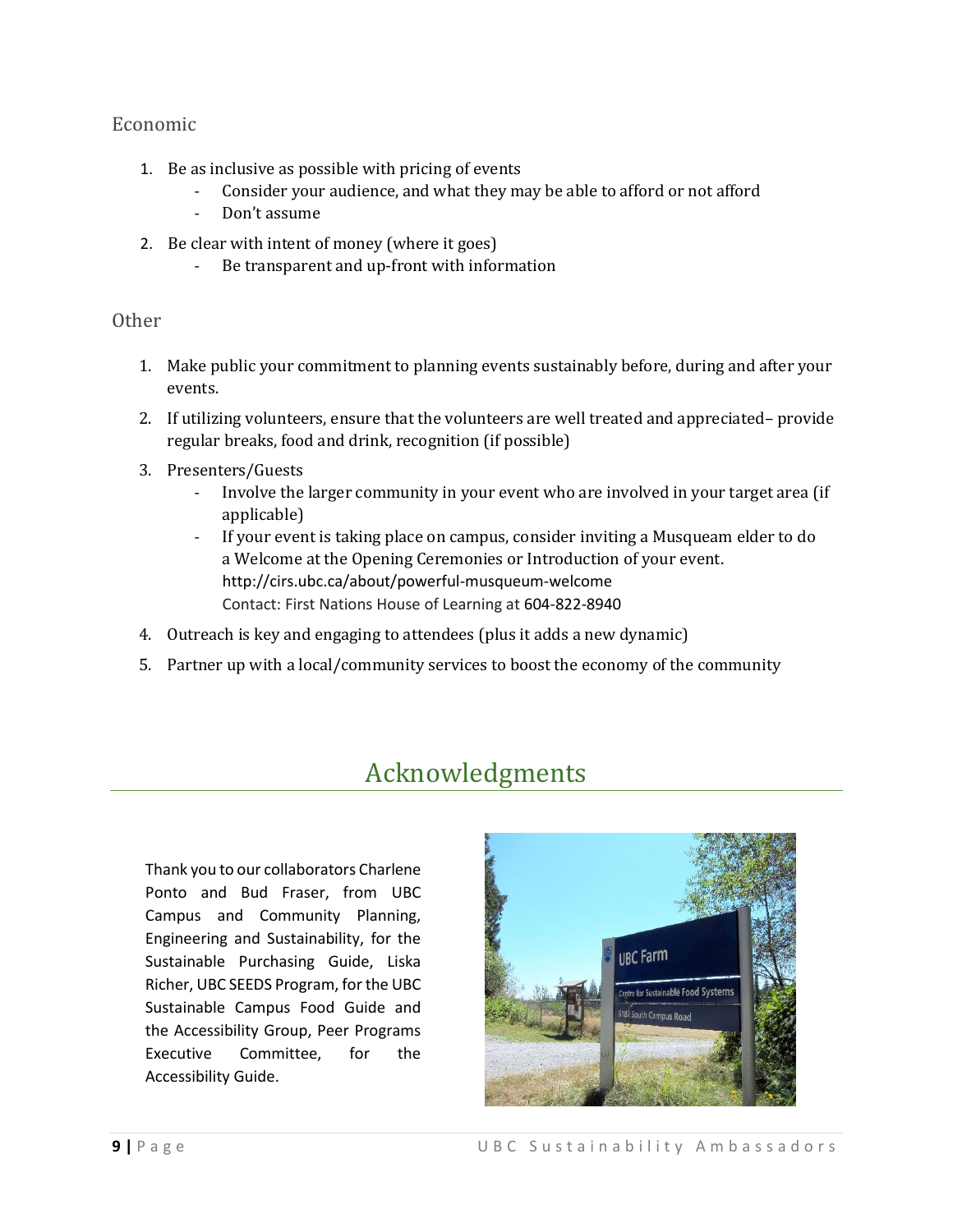### Economic

1. Be as inclusive as possible with pricing of events
    - Consider your audience, and what they may be able to afford or not afford
    - Don't assume
2. Be clear with intent of money (where it goes)
    - Be transparent and up-front with information

### Other

1. Make public your commitment to planning events sustainably before, during and after your events.
2. If utilizing volunteers, ensure that the volunteers are well treated and appreciated– provide regular breaks, food and drink, recognition (if possible)
3. Presenters/Guests
    - Involve the larger community in your event who are involved in your target area (if applicable)
    - If your event is taking place on campus, consider inviting a Musqueam elder to do a Welcome at the Opening Ceremonies or Introduction of your event. http://cirs.ubc.ca/about/powerful-musqueum-welcome
      Contact: First Nations House of Learning at 604-822-8940
4. Outreach is key and engaging to attendees (plus it adds a new dynamic)
5. Partner up with a local/community services to boost the economy of the community

## Acknowledgments

Thank you to our collaborators Charlene Ponto and Bud Fraser, from UBC Campus and Community Planning, Engineering and Sustainability, for the Sustainable Purchasing Guide, Liska Richer, UBC SEEDS Program, for the UBC Sustainable Campus Food Guide and the Accessibility Group, Peer Programs Executive Committee, for the Accessibility Guide.